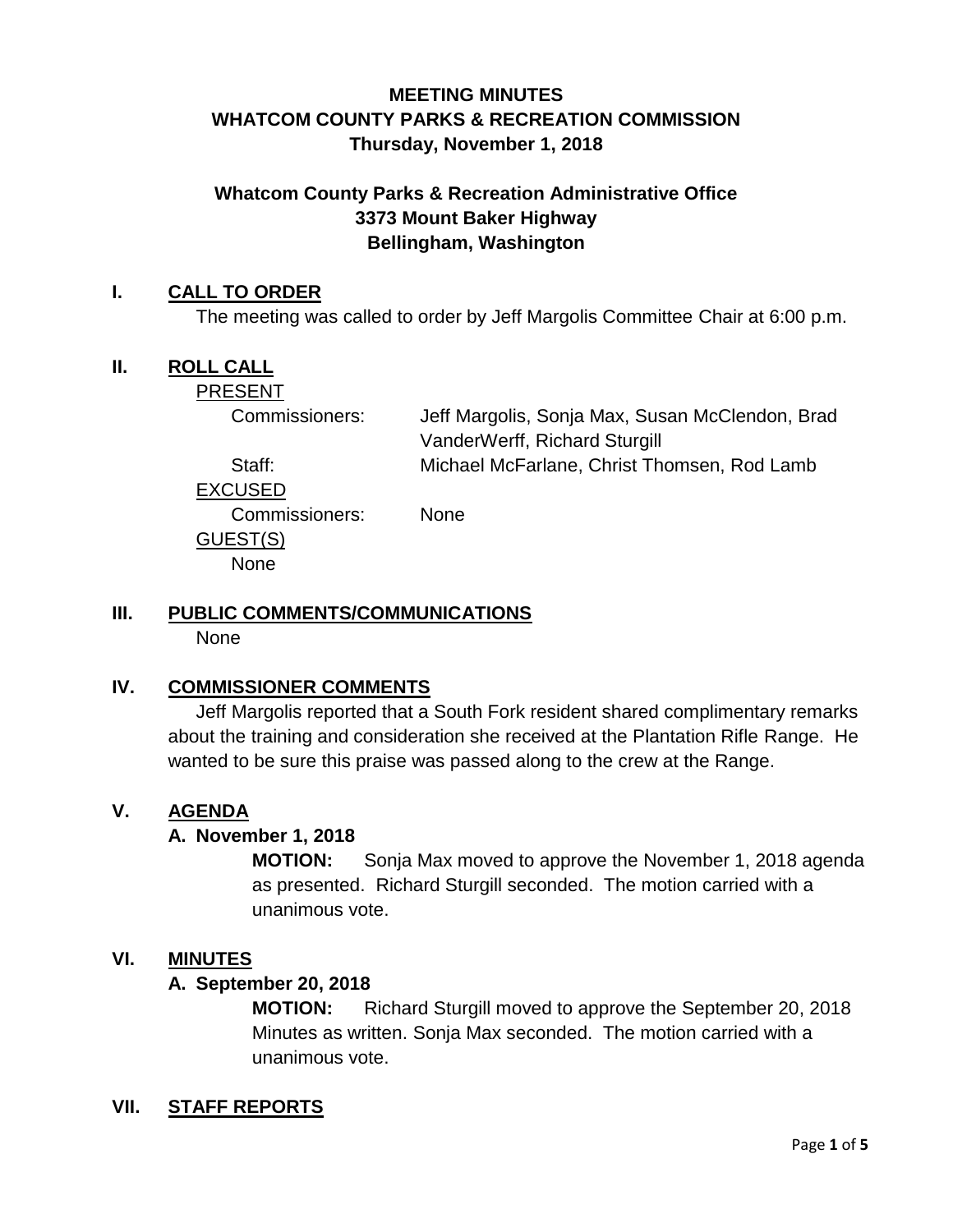# MEETING MINUTES
# WHATCOM COUNTY PARKS & RECREATION COMMISSION
# Thursday, November 1, 2018

## Whatcom County Parks & Recreation Administrative Office
## 3373 Mount Baker Highway
## Bellingham, Washington

## I. CALL TO ORDER

The meeting was called to order by Jeff Margolis Committee Chair at 6:00 p.m.

## II. ROLL CALL

PRESENT

Commissioners: Jeff Margolis, Sonja Max, Susan McClendon, Brad VanderWerff, Richard Sturgill

Staff: Michael McFarlane, Christ Thomsen, Rod Lamb

EXCUSED

Commissioners: None

GUEST(S)

None

## III. PUBLIC COMMENTS/COMMUNICATIONS

None

## IV. COMMISSIONER COMMENTS

Jeff Margolis reported that a South Fork resident shared complimentary remarks about the training and consideration she received at the Plantation Rifle Range. He wanted to be sure this praise was passed along to the crew at the Range.

## V. AGENDA

### A. November 1, 2018

**MOTION:** Sonja Max moved to approve the November 1, 2018 agenda as presented. Richard Sturgill seconded. The motion carried with a unanimous vote.

## VI. MINUTES

### A. September 20, 2018

**MOTION:** Richard Sturgill moved to approve the September 20, 2018 Minutes as written. Sonja Max seconded. The motion carried with a unanimous vote.

## VII. STAFF REPORTS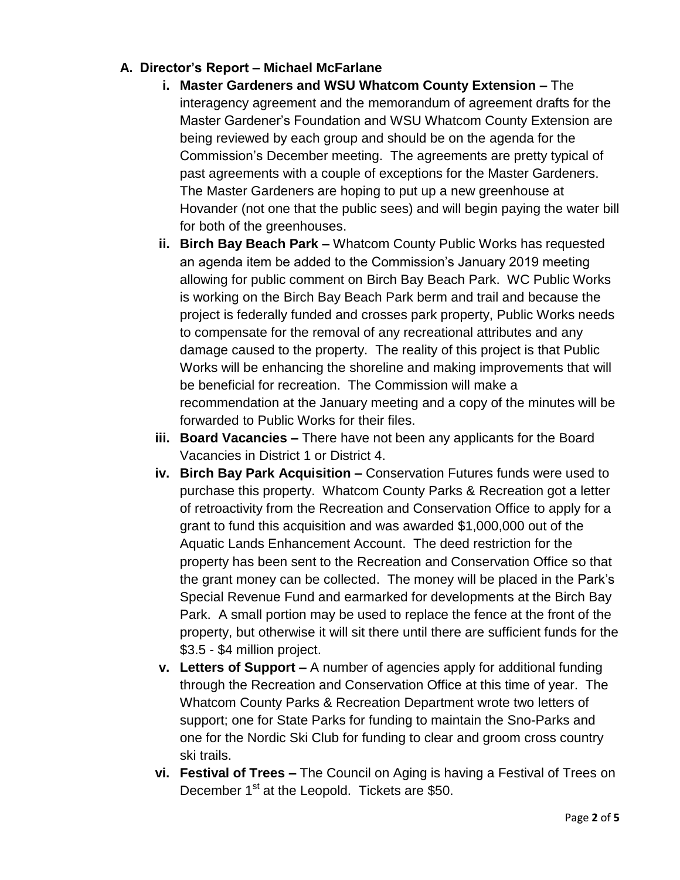## A. Director's Report – Michael McFarlane

- **i. Master Gardeners and WSU Whatcom County Extension –** The interagency agreement and the memorandum of agreement drafts for the Master Gardener's Foundation and WSU Whatcom County Extension are being reviewed by each group and should be on the agenda for the Commission's December meeting. The agreements are pretty typical of past agreements with a couple of exceptions for the Master Gardeners. The Master Gardeners are hoping to put up a new greenhouse at Hovander (not one that the public sees) and will begin paying the water bill for both of the greenhouses.
- **ii. Birch Bay Beach Park –** Whatcom County Public Works has requested an agenda item be added to the Commission's January 2019 meeting allowing for public comment on Birch Bay Beach Park. WC Public Works is working on the Birch Bay Beach Park berm and trail and because the project is federally funded and crosses park property, Public Works needs to compensate for the removal of any recreational attributes and any damage caused to the property. The reality of this project is that Public Works will be enhancing the shoreline and making improvements that will be beneficial for recreation. The Commission will make a recommendation at the January meeting and a copy of the minutes will be forwarded to Public Works for their files.
- **iii. Board Vacancies –** There have not been any applicants for the Board Vacancies in District 1 or District 4.
- **iv. Birch Bay Park Acquisition –** Conservation Futures funds were used to purchase this property. Whatcom County Parks & Recreation got a letter of retroactivity from the Recreation and Conservation Office to apply for a grant to fund this acquisition and was awarded $1,000,000 out of the Aquatic Lands Enhancement Account. The deed restriction for the property has been sent to the Recreation and Conservation Office so that the grant money can be collected. The money will be placed in the Park's Special Revenue Fund and earmarked for developments at the Birch Bay Park. A small portion may be used to replace the fence at the front of the property, but otherwise it will sit there until there are sufficient funds for the $3.5 - $4 million project.
- **v. Letters of Support –** A number of agencies apply for additional funding through the Recreation and Conservation Office at this time of year. The Whatcom County Parks & Recreation Department wrote two letters of support; one for State Parks for funding to maintain the Sno-Parks and one for the Nordic Ski Club for funding to clear and groom cross country ski trails.
- **vi. Festival of Trees –** The Council on Aging is having a Festival of Trees on December 1st at the Leopold. Tickets are $50.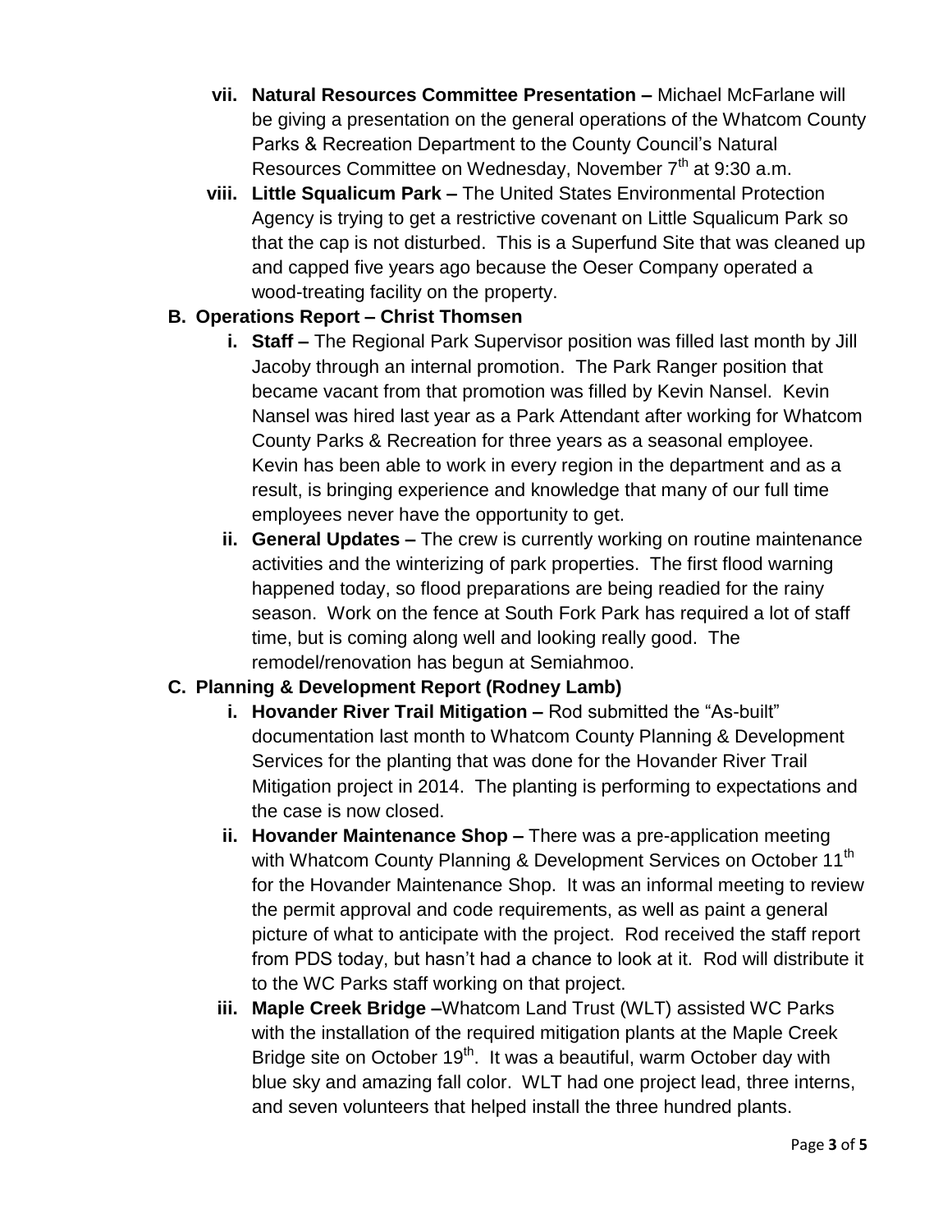- vii. **Natural Resources Committee Presentation –** Michael McFarlane will be giving a presentation on the general operations of the Whatcom County Parks & Recreation Department to the County Council's Natural Resources Committee on Wednesday, November 7th at 9:30 a.m.
- viii. **Little Squalicum Park –** The United States Environmental Protection Agency is trying to get a restrictive covenant on Little Squalicum Park so that the cap is not disturbed. This is a Superfund Site that was cleaned up and capped five years ago because the Oeser Company operated a wood-treating facility on the property.

**B. Operations Report – Christ Thomsen**

- i. **Staff –** The Regional Park Supervisor position was filled last month by Jill Jacoby through an internal promotion. The Park Ranger position that became vacant from that promotion was filled by Kevin Nansel. Kevin Nansel was hired last year as a Park Attendant after working for Whatcom County Parks & Recreation for three years as a seasonal employee. Kevin has been able to work in every region in the department and as a result, is bringing experience and knowledge that many of our full time employees never have the opportunity to get.
- ii. **General Updates –** The crew is currently working on routine maintenance activities and the winterizing of park properties. The first flood warning happened today, so flood preparations are being readied for the rainy season. Work on the fence at South Fork Park has required a lot of staff time, but is coming along well and looking really good. The remodel/renovation has begun at Semiahmoo.

**C. Planning & Development Report (Rodney Lamb)**

- i. **Hovander River Trail Mitigation –** Rod submitted the "As-built" documentation last month to Whatcom County Planning & Development Services for the planting that was done for the Hovander River Trail Mitigation project in 2014. The planting is performing to expectations and the case is now closed.
- ii. **Hovander Maintenance Shop –** There was a pre-application meeting with Whatcom County Planning & Development Services on October 11th for the Hovander Maintenance Shop. It was an informal meeting to review the permit approval and code requirements, as well as paint a general picture of what to anticipate with the project. Rod received the staff report from PDS today, but hasn't had a chance to look at it. Rod will distribute it to the WC Parks staff working on that project.
- iii. **Maple Creek Bridge –**Whatcom Land Trust (WLT) assisted WC Parks with the installation of the required mitigation plants at the Maple Creek Bridge site on October 19th. It was a beautiful, warm October day with blue sky and amazing fall color. WLT had one project lead, three interns, and seven volunteers that helped install the three hundred plants.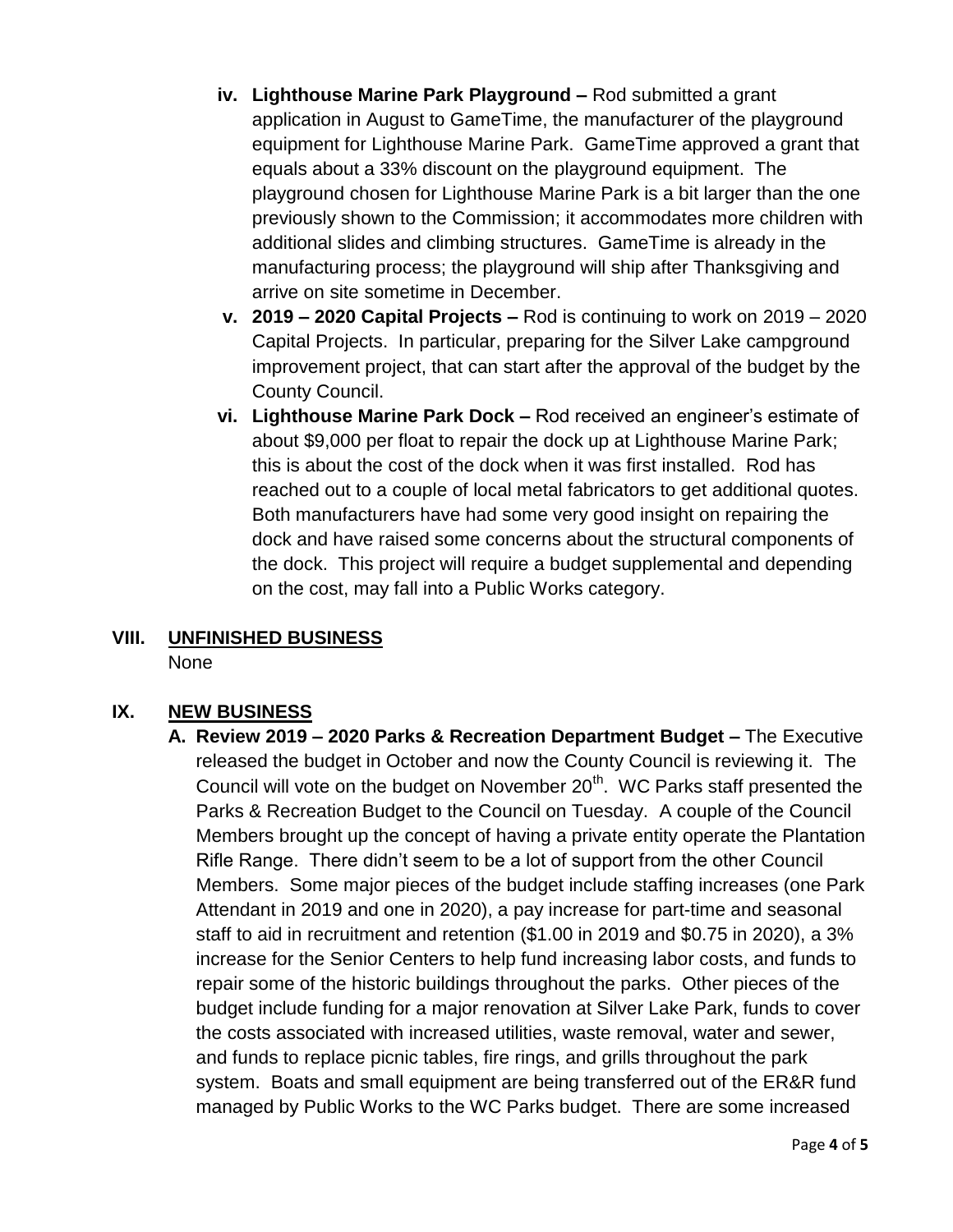iv. **Lighthouse Marine Park Playground –** Rod submitted a grant application in August to GameTime, the manufacturer of the playground equipment for Lighthouse Marine Park. GameTime approved a grant that equals about a 33% discount on the playground equipment. The playground chosen for Lighthouse Marine Park is a bit larger than the one previously shown to the Commission; it accommodates more children with additional slides and climbing structures. GameTime is already in the manufacturing process; the playground will ship after Thanksgiving and arrive on site sometime in December.

v. **2019 – 2020 Capital Projects –** Rod is continuing to work on 2019 – 2020 Capital Projects. In particular, preparing for the Silver Lake campground improvement project, that can start after the approval of the budget by the County Council.

vi. **Lighthouse Marine Park Dock –** Rod received an engineer's estimate of about $9,000 per float to repair the dock up at Lighthouse Marine Park; this is about the cost of the dock when it was first installed. Rod has reached out to a couple of local metal fabricators to get additional quotes. Both manufacturers have had some very good insight on repairing the dock and have raised some concerns about the structural components of the dock. This project will require a budget supplemental and depending on the cost, may fall into a Public Works category.

## VIII. UNFINISHED BUSINESS

None

## IX. NEW BUSINESS

A. **Review 2019 – 2020 Parks & Recreation Department Budget –** The Executive released the budget in October and now the County Council is reviewing it. The Council will vote on the budget on November 20th. WC Parks staff presented the Parks & Recreation Budget to the Council on Tuesday. A couple of the Council Members brought up the concept of having a private entity operate the Plantation Rifle Range. There didn't seem to be a lot of support from the other Council Members. Some major pieces of the budget include staffing increases (one Park Attendant in 2019 and one in 2020), a pay increase for part-time and seasonal staff to aid in recruitment and retention ($1.00 in 2019 and $0.75 in 2020), a 3% increase for the Senior Centers to help fund increasing labor costs, and funds to repair some of the historic buildings throughout the parks. Other pieces of the budget include funding for a major renovation at Silver Lake Park, funds to cover the costs associated with increased utilities, waste removal, water and sewer, and funds to replace picnic tables, fire rings, and grills throughout the park system. Boats and small equipment are being transferred out of the ER&R fund managed by Public Works to the WC Parks budget. There are some increased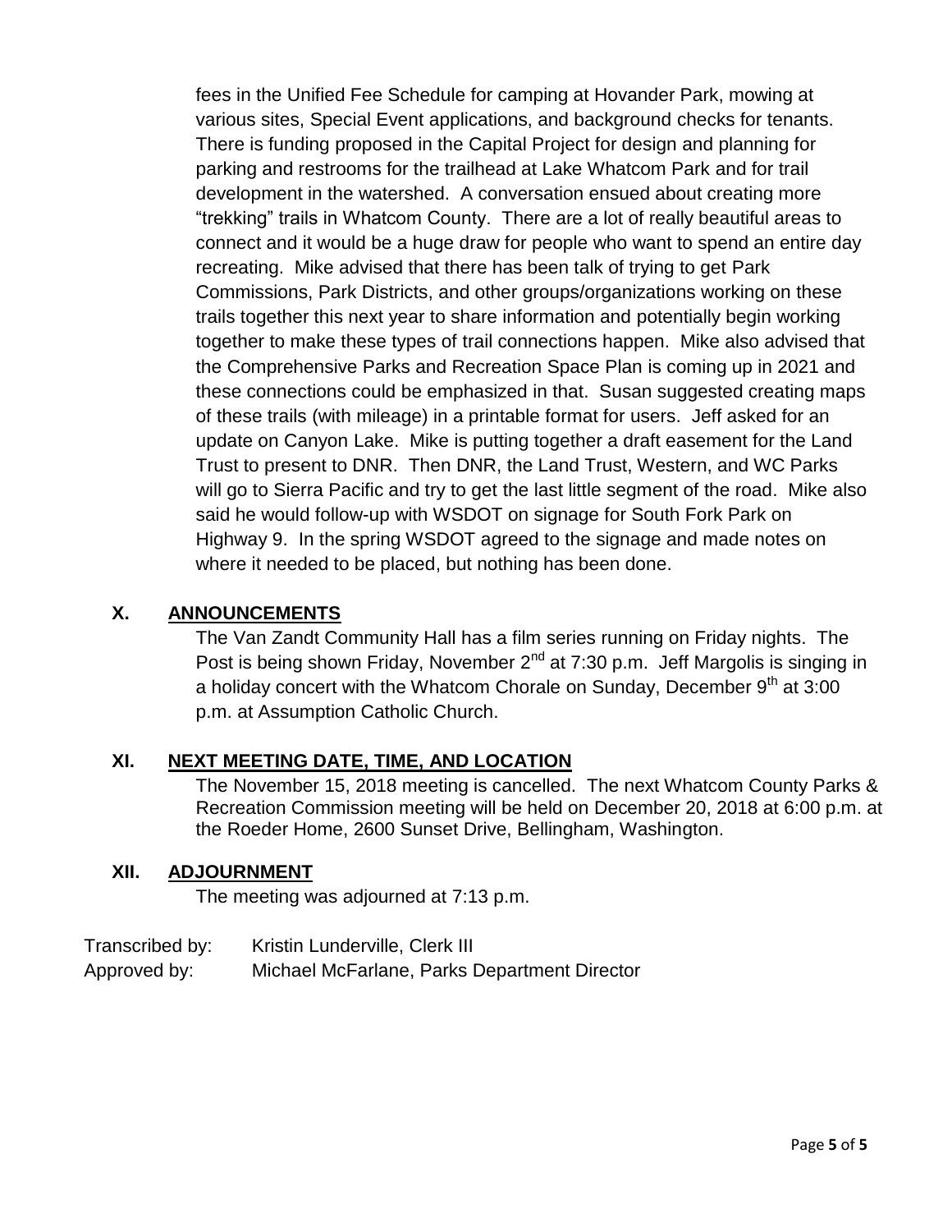fees in the Unified Fee Schedule for camping at Hovander Park, mowing at various sites, Special Event applications, and background checks for tenants. There is funding proposed in the Capital Project for design and planning for parking and restrooms for the trailhead at Lake Whatcom Park and for trail development in the watershed. A conversation ensued about creating more "trekking" trails in Whatcom County. There are a lot of really beautiful areas to connect and it would be a huge draw for people who want to spend an entire day recreating. Mike advised that there has been talk of trying to get Park Commissions, Park Districts, and other groups/organizations working on these trails together this next year to share information and potentially begin working together to make these types of trail connections happen. Mike also advised that the Comprehensive Parks and Recreation Space Plan is coming up in 2021 and these connections could be emphasized in that. Susan suggested creating maps of these trails (with mileage) in a printable format for users. Jeff asked for an update on Canyon Lake. Mike is putting together a draft easement for the Land Trust to present to DNR. Then DNR, the Land Trust, Western, and WC Parks will go to Sierra Pacific and try to get the last little segment of the road. Mike also said he would follow-up with WSDOT on signage for South Fork Park on Highway 9. In the spring WSDOT agreed to the signage and made notes on where it needed to be placed, but nothing has been done.

## X. ANNOUNCEMENTS

The Van Zandt Community Hall has a film series running on Friday nights. The Post is being shown Friday, November 2nd at 7:30 p.m. Jeff Margolis is singing in a holiday concert with the Whatcom Chorale on Sunday, December 9th at 3:00 p.m. at Assumption Catholic Church.

## XI. NEXT MEETING DATE, TIME, AND LOCATION

The November 15, 2018 meeting is cancelled. The next Whatcom County Parks & Recreation Commission meeting will be held on December 20, 2018 at 6:00 p.m. at the Roeder Home, 2600 Sunset Drive, Bellingham, Washington.

## XII. ADJOURNMENT

The meeting was adjourned at 7:13 p.m.

Transcribed by: Kristin Lunderville, Clerk III
Approved by: Michael McFarlane, Parks Department Director